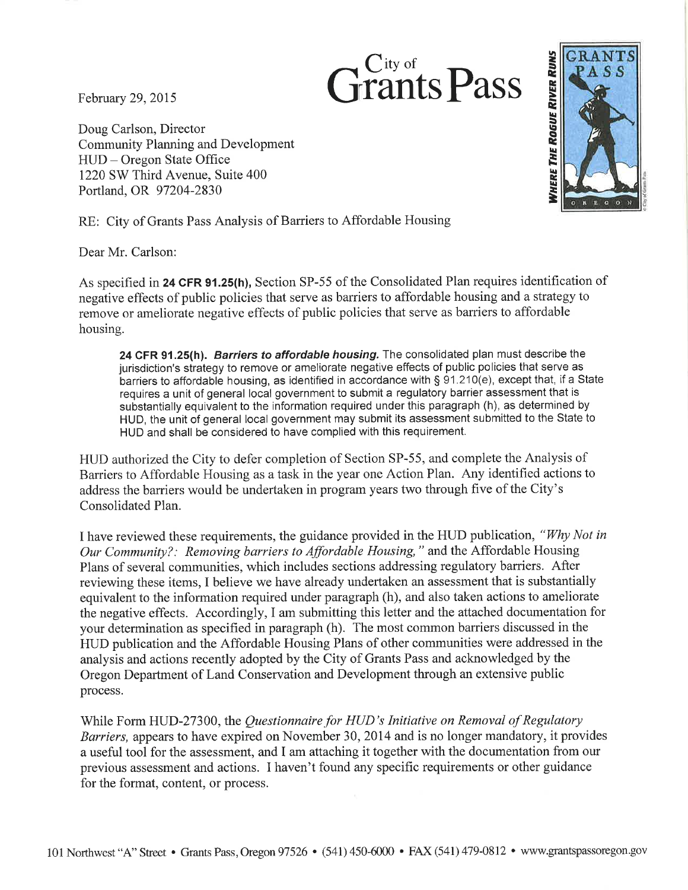City of
# Grants Pass

GRANTS PASS

WHERE THE ROGUE RIVER RUNS

February 29, 2015

Doug Carlson, Director
Community Planning and Development
HUD – Oregon State Office
1220 SW Third Avenue, Suite 400
Portland, OR 97204-2830

RE: City of Grants Pass Analysis of Barriers to Affordable Housing

Dear Mr. Carlson:

As specified in **24 CFR 91.25(h),** Section SP-55 of the Consolidated Plan requires identification of negative effects of public policies that serve as barriers to affordable housing and a strategy to remove or ameliorate negative effects of public policies that serve as barriers to affordable housing.

> **24 CFR 91.25(h).** ***Barriers to affordable housing.*** The consolidated plan must describe the jurisdiction's strategy to remove or ameliorate negative effects of public policies that serve as barriers to affordable housing, as identified in accordance with § 91.210(e), except that, if a State requires a unit of general local government to submit a regulatory barrier assessment that is substantially equivalent to the information required under this paragraph (h), as determined by HUD, the unit of general local government may submit its assessment submitted to the State to HUD and shall be considered to have complied with this requirement.

HUD authorized the City to defer completion of Section SP-55, and complete the Analysis of Barriers to Affordable Housing as a task in the year one Action Plan. Any identified actions to address the barriers would be undertaken in program years two through five of the City's Consolidated Plan.

I have reviewed these requirements, the guidance provided in the HUD publication, *"Why Not in Our Community?: Removing barriers to Affordable Housing,"* and the Affordable Housing Plans of several communities, which includes sections addressing regulatory barriers. After reviewing these items, I believe we have already undertaken an assessment that is substantially equivalent to the information required under paragraph (h), and also taken actions to ameliorate the negative effects. Accordingly, I am submitting this letter and the attached documentation for your determination as specified in paragraph (h). The most common barriers discussed in the HUD publication and the Affordable Housing Plans of other communities were addressed in the analysis and actions recently adopted by the City of Grants Pass and acknowledged by the Oregon Department of Land Conservation and Development through an extensive public process.

While Form HUD-27300, the *Questionnaire for HUD's Initiative on Removal of Regulatory Barriers,* appears to have expired on November 30, 2014 and is no longer mandatory, it provides a useful tool for the assessment, and I am attaching it together with the documentation from our previous assessment and actions. I haven't found any specific requirements or other guidance for the format, content, or process.

101 Northwest "A" Street • Grants Pass, Oregon 97526 • (541) 450-6000 • FAX (541) 479-0812 • www.grantspassoregon.gov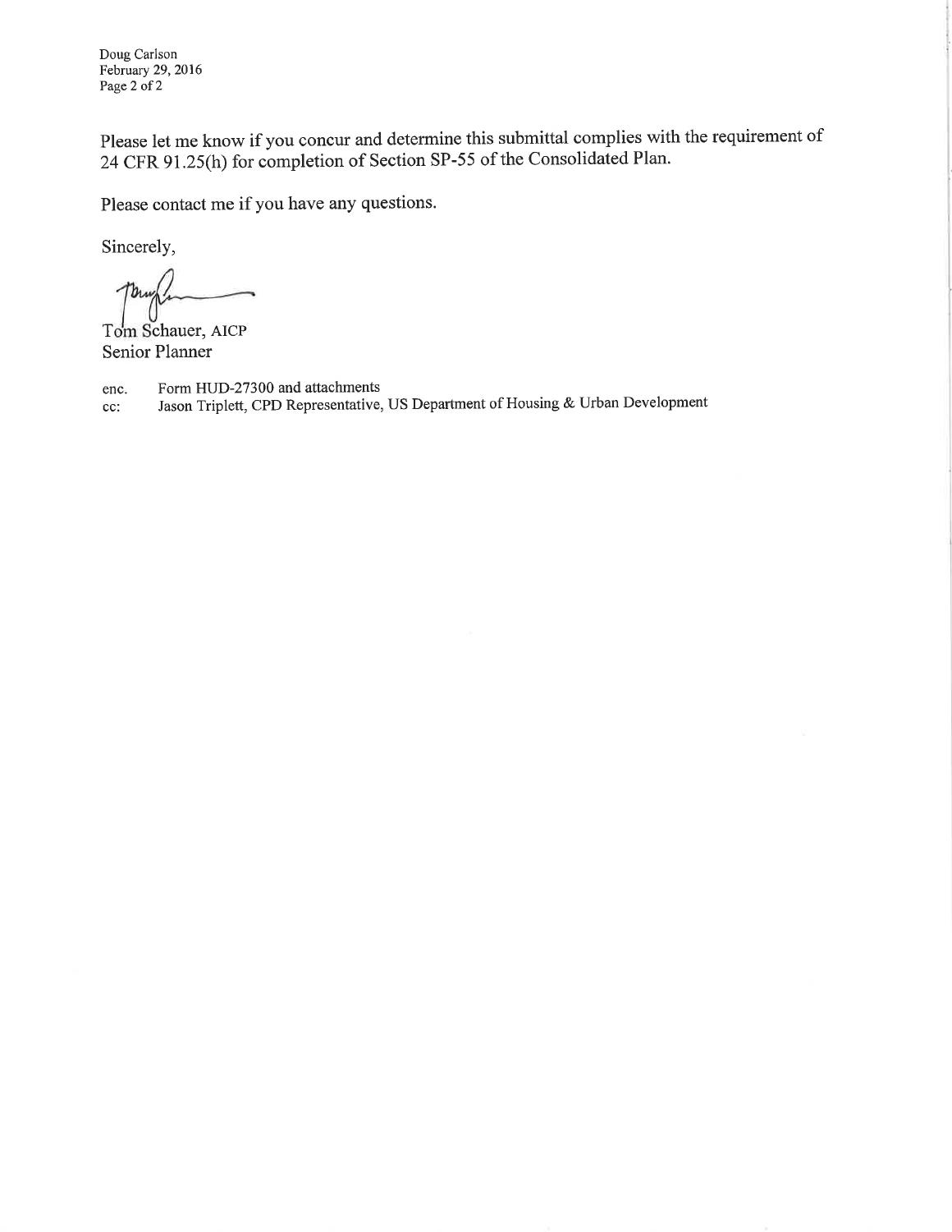Please let me know if you concur and determine this submittal complies with the requirement of 24 CFR 91.25(h) for completion of Section SP-55 of the Consolidated Plan.

Please contact me if you have any questions.

Sincerely,

Tom Schauer, AICP
Senior Planner

enc. Form HUD-27300 and attachments
cc: Jason Triplett, CPD Representative, US Department of Housing & Urban Development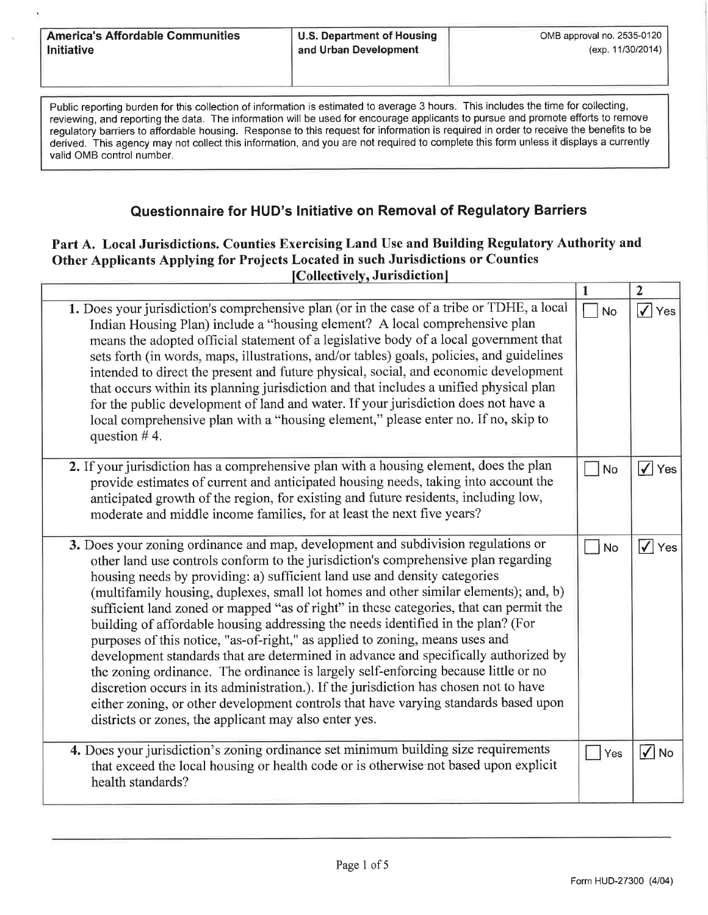| America's Affordable Communities Initiative | U.S. Department of Housing and Urban Development | OMB approval no. 2535-0120 (exp. 11/30/2014) |
|---|---|---|

Public reporting burden for this collection of information is estimated to average 3 hours. This includes the time for collecting, reviewing, and reporting the data. The information will be used for encourage applicants to pursue and promote efforts to remove regulatory barriers to affordable housing. Response to this request for information is required in order to receive the benefits to be derived. This agency may not collect this information, and you are not required to complete this form unless it displays a currently valid OMB control number.

## Questionnaire for HUD's Initiative on Removal of Regulatory Barriers

### Part A. Local Jurisdictions. Counties Exercising Land Use and Building Regulatory Authority and Other Applicants Applying for Projects Located in such Jurisdictions or Counties [Collectively, Jurisdiction]

| | 1 | 2 |
|---|---|---|
| **1.** Does your jurisdiction's comprehensive plan (or in the case of a tribe or TDHE, a local Indian Housing Plan) include a "housing element? A local comprehensive plan means the adopted official statement of a legislative body of a local government that sets forth (in words, maps, illustrations, and/or tables) goals, policies, and guidelines intended to direct the present and future physical, social, and economic development that occurs within its planning jurisdiction and that includes a unified physical plan for the public development of land and water. If your jurisdiction does not have a local comprehensive plan with a "housing element," please enter no. If no, skip to question # 4. | ☐ No | ☑ Yes |
| **2.** If your jurisdiction has a comprehensive plan with a housing element, does the plan provide estimates of current and anticipated housing needs, taking into account the anticipated growth of the region, for existing and future residents, including low, moderate and middle income families, for at least the next five years? | ☐ No | ☑ Yes |
| **3.** Does your zoning ordinance and map, development and subdivision regulations or other land use controls conform to the jurisdiction's comprehensive plan regarding housing needs by providing: a) sufficient land use and density categories (multifamily housing, duplexes, small lot homes and other similar elements); and, b) sufficient land zoned or mapped "as of right" in these categories, that can permit the building of affordable housing addressing the needs identified in the plan? (For purposes of this notice, "as-of-right," as applied to zoning, means uses and development standards that are determined in advance and specifically authorized by the zoning ordinance. The ordinance is largely self-enforcing because little or no discretion occurs in its administration.). If the jurisdiction has chosen not to have either zoning, or other development controls that have varying standards based upon districts or zones, the applicant may also enter yes. | ☐ No | ☑ Yes |
| **4.** Does your jurisdiction's zoning ordinance set minimum building size requirements that exceed the local housing or health code or is otherwise not based upon explicit health standards? | ☐ Yes | ☑ No |

Form HUD-27300 (4/04)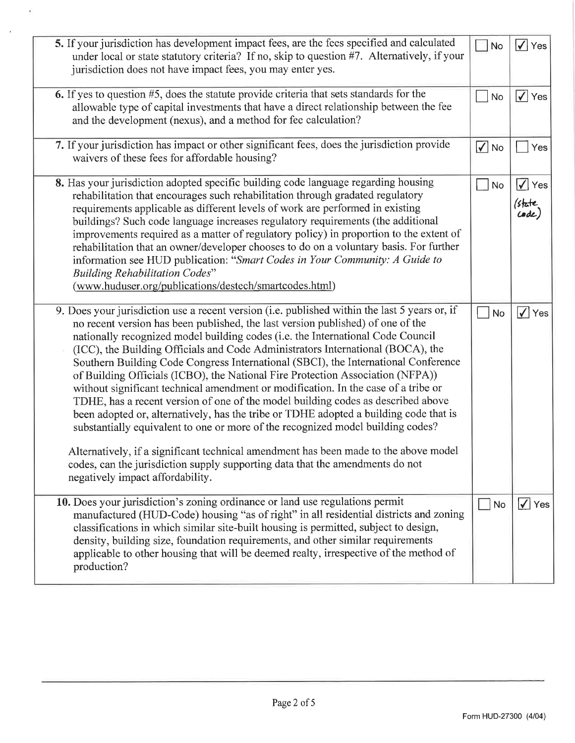| Question | No | Yes |
|---|---|---|
| **5.** If your jurisdiction has development impact fees, are the fees specified and calculated under local or state statutory criteria? If no, skip to question #7. Alternatively, if your jurisdiction does not have impact fees, you may enter yes. | ☐ No | ☑ Yes |
| **6.** If yes to question #5, does the statute provide criteria that sets standards for the allowable type of capital investments that have a direct relationship between the fee and the development (nexus), and a method for fee calculation? | ☐ No | ☑ Yes |
| **7.** If your jurisdiction has impact or other significant fees, does the jurisdiction provide waivers of these fees for affordable housing? | ☑ No | ☐ Yes |
| **8.** Has your jurisdiction adopted specific building code language regarding housing rehabilitation that encourages such rehabilitation through gradated regulatory requirements applicable as different levels of work are performed in existing buildings? Such code language increases regulatory requirements (the additional improvements required as a matter of regulatory policy) in proportion to the extent of rehabilitation that an owner/developer chooses to do on a voluntary basis. For further information see HUD publication: "*Smart Codes in Your Community: A Guide to Building Rehabilitation Codes*" (www.huduser.org/publications/destech/smartcodes.html) | ☐ No | ☑ Yes (state code) |
| 9. Does your jurisdiction use a recent version (i.e. published within the last 5 years or, if no recent version has been published, the last version published) of one of the nationally recognized model building codes (i.e. the International Code Council (ICC), the Building Officials and Code Administrators International (BOCA), the Southern Building Code Congress International (SBCI), the International Conference of Building Officials (ICBO), the National Fire Protection Association (NFPA)) without significant technical amendment or modification. In the case of a tribe or TDHE, has a recent version of one of the model building codes as described above been adopted or, alternatively, has the tribe or TDHE adopted a building code that is substantially equivalent to one or more of the recognized model building codes?<br><br>Alternatively, if a significant technical amendment has been made to the above model codes, can the jurisdiction supply supporting data that the amendments do not negatively impact affordability. | ☐ No | ☑ Yes |
| **10.** Does your jurisdiction's zoning ordinance or land use regulations permit manufactured (HUD-Code) housing "as of right" in all residential districts and zoning classifications in which similar site-built housing is permitted, subject to design, density, building size, foundation requirements, and other similar requirements applicable to other housing that will be deemed realty, irrespective of the method of production? | ☐ No | ☑ Yes |

Form HUD-27300 (4/04)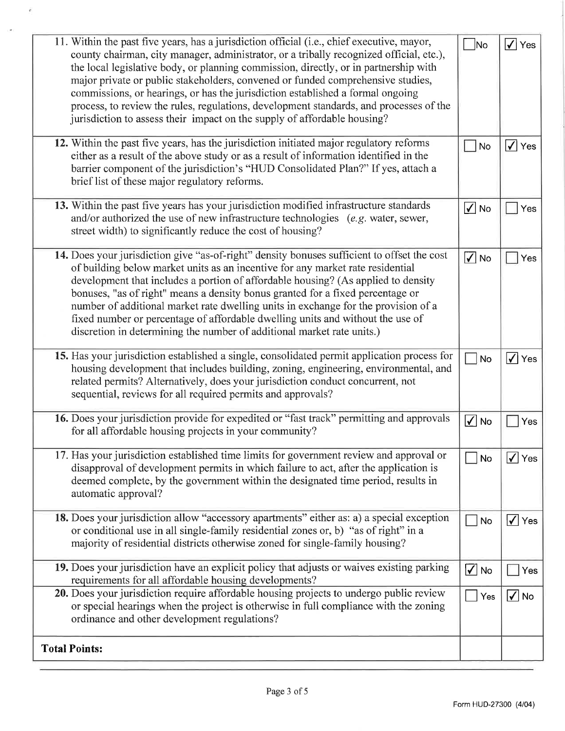| | | |
|---|---|---|
| 11. Within the past five years, has a jurisdiction official (i.e., chief executive, mayor, county chairman, city manager, administrator, or a tribally recognized official, etc.), the local legislative body, or planning commission, directly, or in partnership with major private or public stakeholders, convened or funded comprehensive studies, commissions, or hearings, or has the jurisdiction established a formal ongoing process, to review the rules, regulations, development standards, and processes of the jurisdiction to assess their impact on the supply of affordable housing? | ☐ No | ☑ Yes |
| **12.** Within the past five years, has the jurisdiction initiated major regulatory reforms either as a result of the above study or as a result of information identified in the barrier component of the jurisdiction's "HUD Consolidated Plan?" If yes, attach a brief list of these major regulatory reforms. | ☐ No | ☑ Yes |
| **13.** Within the past five years has your jurisdiction modified infrastructure standards and/or authorized the use of new infrastructure technologies (*e.g.* water, sewer, street width) to significantly reduce the cost of housing? | ☑ No | ☐ Yes |
| **14.** Does your jurisdiction give "as-of-right" density bonuses sufficient to offset the cost of building below market units as an incentive for any market rate residential development that includes a portion of affordable housing? (As applied to density bonuses, "as of right" means a density bonus granted for a fixed percentage or number of additional market rate dwelling units in exchange for the provision of a fixed number or percentage of affordable dwelling units and without the use of discretion in determining the number of additional market rate units.) | ☑ No | ☐ Yes |
| **15.** Has your jurisdiction established a single, consolidated permit application process for housing development that includes building, zoning, engineering, environmental, and related permits? Alternatively, does your jurisdiction conduct concurrent, not sequential, reviews for all required permits and approvals? | ☐ No | ☑ Yes |
| **16.** Does your jurisdiction provide for expedited or "fast track" permitting and approvals for all affordable housing projects in your community? | ☑ No | ☐ Yes |
| 17. Has your jurisdiction established time limits for government review and approval or disapproval of development permits in which failure to act, after the application is deemed complete, by the government within the designated time period, results in automatic approval? | ☐ No | ☑ Yes |
| **18.** Does your jurisdiction allow "accessory apartments" either as: a) a special exception or conditional use in all single-family residential zones or, b) "as of right" in a majority of residential districts otherwise zoned for single-family housing? | ☐ No | ☑ Yes |
| **19.** Does your jurisdiction have an explicit policy that adjusts or waives existing parking requirements for all affordable housing developments? | ☑ No | ☐ Yes |
| **20.** Does your jurisdiction require affordable housing projects to undergo public review or special hearings when the project is otherwise in full compliance with the zoning ordinance and other development regulations? | ☐ Yes | ☑ No |
| **Total Points:** | | |

Form HUD-27300 (4/04)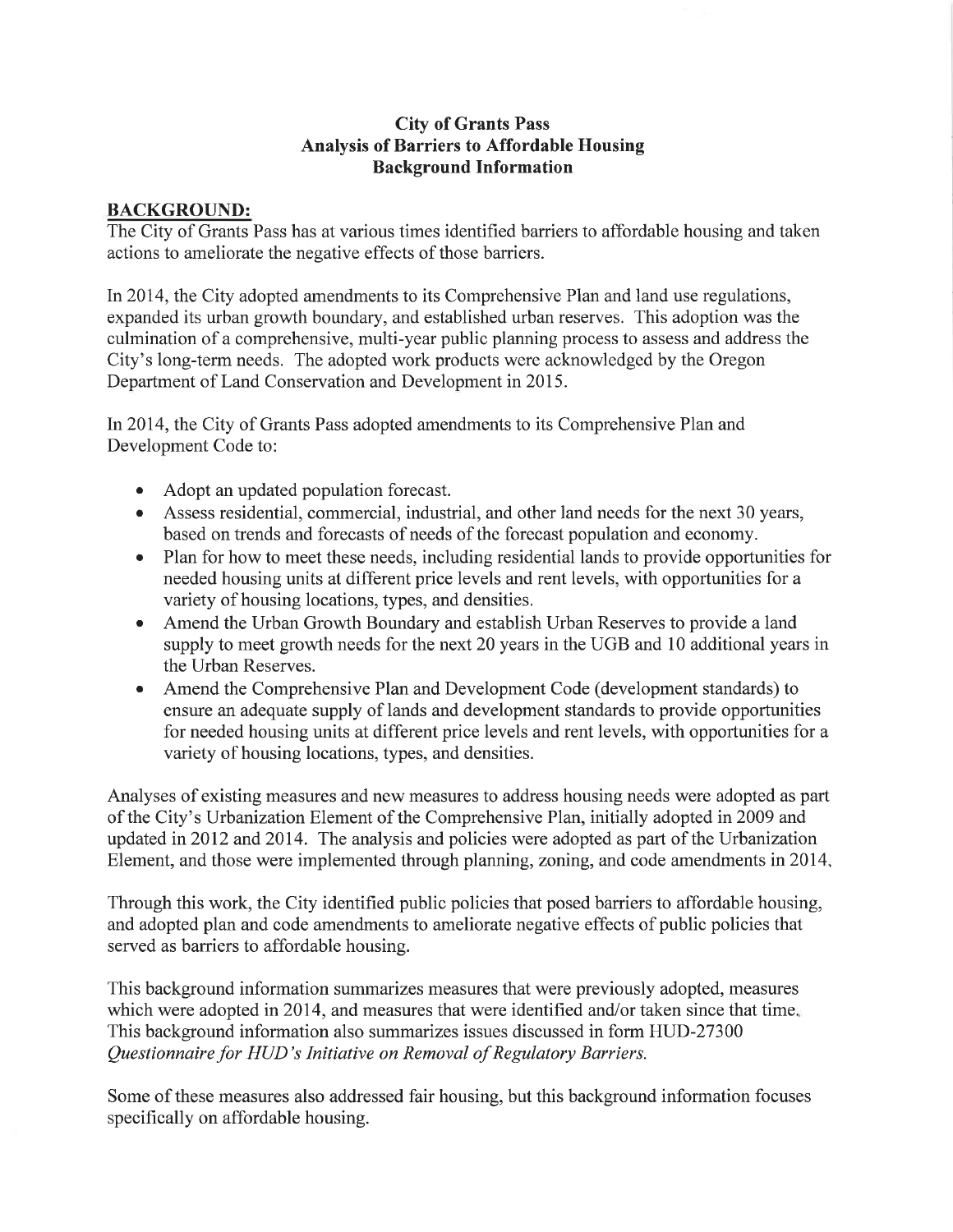**City of Grants Pass**
**Analysis of Barriers to Affordable Housing**
**Background Information**

## BACKGROUND:

The City of Grants Pass has at various times identified barriers to affordable housing and taken actions to ameliorate the negative effects of those barriers.

In 2014, the City adopted amendments to its Comprehensive Plan and land use regulations, expanded its urban growth boundary, and established urban reserves. This adoption was the culmination of a comprehensive, multi-year public planning process to assess and address the City's long-term needs. The adopted work products were acknowledged by the Oregon Department of Land Conservation and Development in 2015.

In 2014, the City of Grants Pass adopted amendments to its Comprehensive Plan and Development Code to:

- Adopt an updated population forecast.
- Assess residential, commercial, industrial, and other land needs for the next 30 years, based on trends and forecasts of needs of the forecast population and economy.
- Plan for how to meet these needs, including residential lands to provide opportunities for needed housing units at different price levels and rent levels, with opportunities for a variety of housing locations, types, and densities.
- Amend the Urban Growth Boundary and establish Urban Reserves to provide a land supply to meet growth needs for the next 20 years in the UGB and 10 additional years in the Urban Reserves.
- Amend the Comprehensive Plan and Development Code (development standards) to ensure an adequate supply of lands and development standards to provide opportunities for needed housing units at different price levels and rent levels, with opportunities for a variety of housing locations, types, and densities.

Analyses of existing measures and new measures to address housing needs were adopted as part of the City's Urbanization Element of the Comprehensive Plan, initially adopted in 2009 and updated in 2012 and 2014. The analysis and policies were adopted as part of the Urbanization Element, and those were implemented through planning, zoning, and code amendments in 2014.

Through this work, the City identified public policies that posed barriers to affordable housing, and adopted plan and code amendments to ameliorate negative effects of public policies that served as barriers to affordable housing.

This background information summarizes measures that were previously adopted, measures which were adopted in 2014, and measures that were identified and/or taken since that time. This background information also summarizes issues discussed in form HUD-27300 *Questionnaire for HUD's Initiative on Removal of Regulatory Barriers.*

Some of these measures also addressed fair housing, but this background information focuses specifically on affordable housing.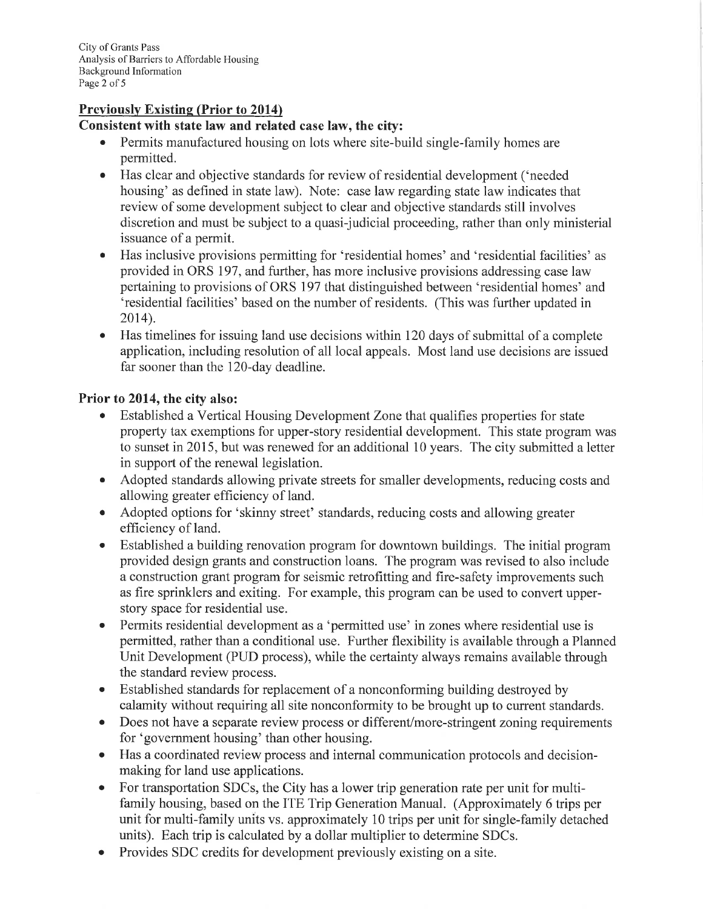## Previously Existing (Prior to 2014)

**Consistent with state law and related case law, the city:**

- Permits manufactured housing on lots where site-build single-family homes are permitted.
- Has clear and objective standards for review of residential development ('needed housing' as defined in state law). Note: case law regarding state law indicates that review of some development subject to clear and objective standards still involves discretion and must be subject to a quasi-judicial proceeding, rather than only ministerial issuance of a permit.
- Has inclusive provisions permitting for 'residential homes' and 'residential facilities' as provided in ORS 197, and further, has more inclusive provisions addressing case law pertaining to provisions of ORS 197 that distinguished between 'residential homes' and 'residential facilities' based on the number of residents. (This was further updated in 2014).
- Has timelines for issuing land use decisions within 120 days of submittal of a complete application, including resolution of all local appeals. Most land use decisions are issued far sooner than the 120-day deadline.

**Prior to 2014, the city also:**

- Established a Vertical Housing Development Zone that qualifies properties for state property tax exemptions for upper-story residential development. This state program was to sunset in 2015, but was renewed for an additional 10 years. The city submitted a letter in support of the renewal legislation.
- Adopted standards allowing private streets for smaller developments, reducing costs and allowing greater efficiency of land.
- Adopted options for 'skinny street' standards, reducing costs and allowing greater efficiency of land.
- Established a building renovation program for downtown buildings. The initial program provided design grants and construction loans. The program was revised to also include a construction grant program for seismic retrofitting and fire-safety improvements such as fire sprinklers and exiting. For example, this program can be used to convert upper-story space for residential use.
- Permits residential development as a 'permitted use' in zones where residential use is permitted, rather than a conditional use. Further flexibility is available through a Planned Unit Development (PUD process), while the certainty always remains available through the standard review process.
- Established standards for replacement of a nonconforming building destroyed by calamity without requiring all site nonconformity to be brought up to current standards.
- Does not have a separate review process or different/more-stringent zoning requirements for 'government housing' than other housing.
- Has a coordinated review process and internal communication protocols and decision-making for land use applications.
- For transportation SDCs, the City has a lower trip generation rate per unit for multi-family housing, based on the ITE Trip Generation Manual. (Approximately 6 trips per unit for multi-family units vs. approximately 10 trips per unit for single-family detached units). Each trip is calculated by a dollar multiplier to determine SDCs.
- Provides SDC credits for development previously existing on a site.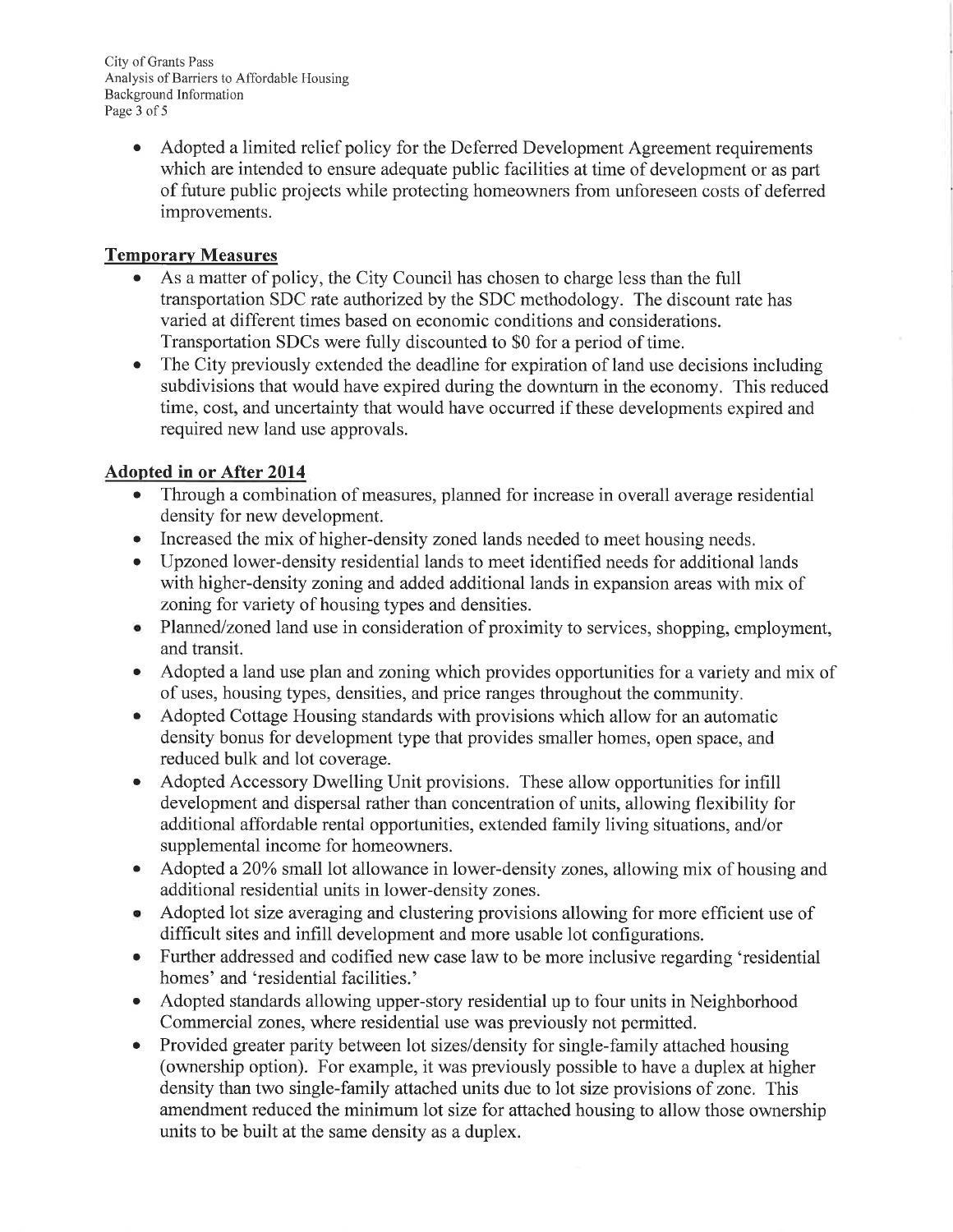- Adopted a limited relief policy for the Deferred Development Agreement requirements which are intended to ensure adequate public facilities at time of development or as part of future public projects while protecting homeowners from unforeseen costs of deferred improvements.

## Temporary Measures

- As a matter of policy, the City Council has chosen to charge less than the full transportation SDC rate authorized by the SDC methodology. The discount rate has varied at different times based on economic conditions and considerations. Transportation SDCs were fully discounted to $0 for a period of time.
- The City previously extended the deadline for expiration of land use decisions including subdivisions that would have expired during the downturn in the economy. This reduced time, cost, and uncertainty that would have occurred if these developments expired and required new land use approvals.

## Adopted in or After 2014

- Through a combination of measures, planned for increase in overall average residential density for new development.
- Increased the mix of higher-density zoned lands needed to meet housing needs.
- Upzoned lower-density residential lands to meet identified needs for additional lands with higher-density zoning and added additional lands in expansion areas with mix of zoning for variety of housing types and densities.
- Planned/zoned land use in consideration of proximity to services, shopping, employment, and transit.
- Adopted a land use plan and zoning which provides opportunities for a variety and mix of of uses, housing types, densities, and price ranges throughout the community.
- Adopted Cottage Housing standards with provisions which allow for an automatic density bonus for development type that provides smaller homes, open space, and reduced bulk and lot coverage.
- Adopted Accessory Dwelling Unit provisions. These allow opportunities for infill development and dispersal rather than concentration of units, allowing flexibility for additional affordable rental opportunities, extended family living situations, and/or supplemental income for homeowners.
- Adopted a 20% small lot allowance in lower-density zones, allowing mix of housing and additional residential units in lower-density zones.
- Adopted lot size averaging and clustering provisions allowing for more efficient use of difficult sites and infill development and more usable lot configurations.
- Further addressed and codified new case law to be more inclusive regarding 'residential homes' and 'residential facilities.'
- Adopted standards allowing upper-story residential up to four units in Neighborhood Commercial zones, where residential use was previously not permitted.
- Provided greater parity between lot sizes/density for single-family attached housing (ownership option). For example, it was previously possible to have a duplex at higher density than two single-family attached units due to lot size provisions of zone. This amendment reduced the minimum lot size for attached housing to allow those ownership units to be built at the same density as a duplex.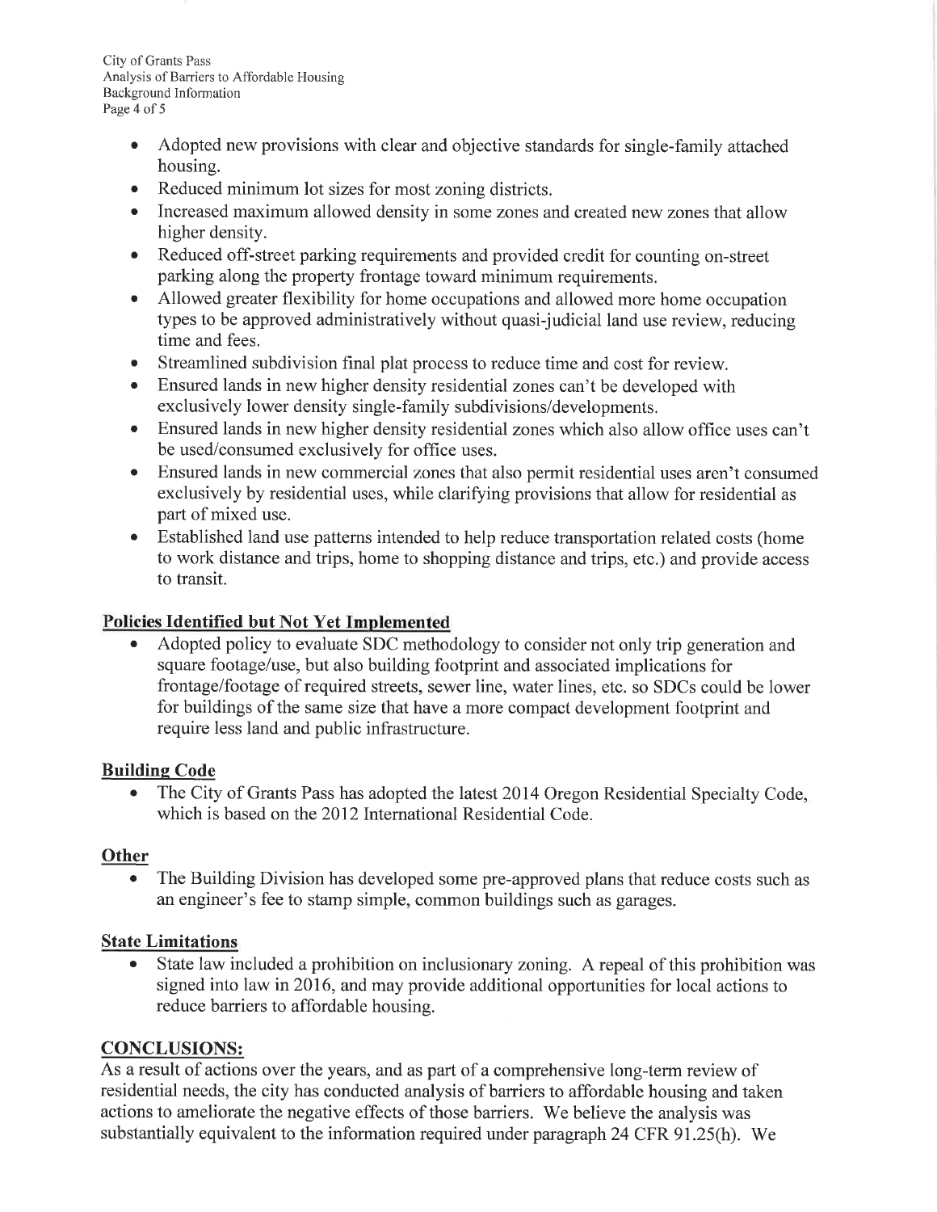- Adopted new provisions with clear and objective standards for single-family attached housing.
- Reduced minimum lot sizes for most zoning districts.
- Increased maximum allowed density in some zones and created new zones that allow higher density.
- Reduced off-street parking requirements and provided credit for counting on-street parking along the property frontage toward minimum requirements.
- Allowed greater flexibility for home occupations and allowed more home occupation types to be approved administratively without quasi-judicial land use review, reducing time and fees.
- Streamlined subdivision final plat process to reduce time and cost for review.
- Ensured lands in new higher density residential zones can't be developed with exclusively lower density single-family subdivisions/developments.
- Ensured lands in new higher density residential zones which also allow office uses can't be used/consumed exclusively for office uses.
- Ensured lands in new commercial zones that also permit residential uses aren't consumed exclusively by residential uses, while clarifying provisions that allow for residential as part of mixed use.
- Established land use patterns intended to help reduce transportation related costs (home to work distance and trips, home to shopping distance and trips, etc.) and provide access to transit.

**Policies Identified but Not Yet Implemented**

- Adopted policy to evaluate SDC methodology to consider not only trip generation and square footage/use, but also building footprint and associated implications for frontage/footage of required streets, sewer line, water lines, etc. so SDCs could be lower for buildings of the same size that have a more compact development footprint and require less land and public infrastructure.

**Building Code**

- The City of Grants Pass has adopted the latest 2014 Oregon Residential Specialty Code, which is based on the 2012 International Residential Code.

**Other**

- The Building Division has developed some pre-approved plans that reduce costs such as an engineer's fee to stamp simple, common buildings such as garages.

**State Limitations**

- State law included a prohibition on inclusionary zoning. A repeal of this prohibition was signed into law in 2016, and may provide additional opportunities for local actions to reduce barriers to affordable housing.

## CONCLUSIONS:

As a result of actions over the years, and as part of a comprehensive long-term review of residential needs, the city has conducted analysis of barriers to affordable housing and taken actions to ameliorate the negative effects of those barriers. We believe the analysis was substantially equivalent to the information required under paragraph 24 CFR 91.25(h). We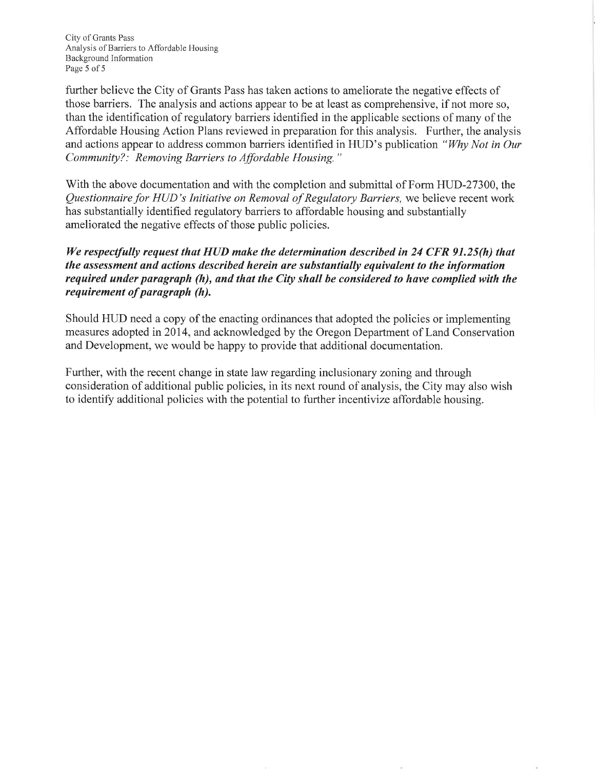further believe the City of Grants Pass has taken actions to ameliorate the negative effects of those barriers. The analysis and actions appear to be at least as comprehensive, if not more so, than the identification of regulatory barriers identified in the applicable sections of many of the Affordable Housing Action Plans reviewed in preparation for this analysis. Further, the analysis and actions appear to address common barriers identified in HUD's publication *"Why Not in Our Community?: Removing Barriers to Affordable Housing."*

With the above documentation and with the completion and submittal of Form HUD-27300, the *Questionnaire for HUD's Initiative on Removal of Regulatory Barriers,* we believe recent work has substantially identified regulatory barriers to affordable housing and substantially ameliorated the negative effects of those public policies.

***We respectfully request that HUD make the determination described in 24 CFR 91.25(h) that the assessment and actions described herein are substantially equivalent to the information required under paragraph (h), and that the City shall be considered to have complied with the requirement of paragraph (h).***

Should HUD need a copy of the enacting ordinances that adopted the policies or implementing measures adopted in 2014, and acknowledged by the Oregon Department of Land Conservation and Development, we would be happy to provide that additional documentation.

Further, with the recent change in state law regarding inclusionary zoning and through consideration of additional public policies, in its next round of analysis, the City may also wish to identify additional policies with the potential to further incentivize affordable housing.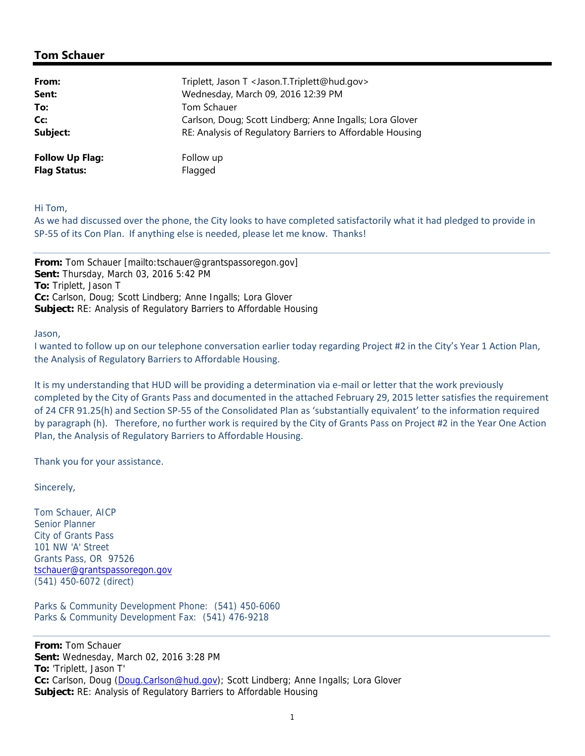## Tom Schauer

| | |
|---|---|
| **From:** | Triplett, Jason T <Jason.T.Triplett@hud.gov> |
| **Sent:** | Wednesday, March 09, 2016 12:39 PM |
| **To:** | Tom Schauer |
| **Cc:** | Carlson, Doug; Scott Lindberg; Anne Ingalls; Lora Glover |
| **Subject:** | RE: Analysis of Regulatory Barriers to Affordable Housing |
| | |
| **Follow Up Flag:** | Follow up |
| **Flag Status:** | Flagged |

Hi Tom,
As we had discussed over the phone, the City looks to have completed satisfactorily what it had pledged to provide in SP-55 of its Con Plan. If anything else is needed, please let me know. Thanks!

---

**From:** Tom Schauer [mailto:tschauer@grantspassoregon.gov]
**Sent:** Thursday, March 03, 2016 5:42 PM
**To:** Triplett, Jason T
**Cc:** Carlson, Doug; Scott Lindberg; Anne Ingalls; Lora Glover
**Subject:** RE: Analysis of Regulatory Barriers to Affordable Housing

Jason,
I wanted to follow up on our telephone conversation earlier today regarding Project #2 in the City's Year 1 Action Plan, the Analysis of Regulatory Barriers to Affordable Housing.

It is my understanding that HUD will be providing a determination via e-mail or letter that the work previously completed by the City of Grants Pass and documented in the attached February 29, 2015 letter satisfies the requirement of 24 CFR 91.25(h) and Section SP-55 of the Consolidated Plan as 'substantially equivalent' to the information required by paragraph (h). Therefore, no further work is required by the City of Grants Pass on Project #2 in the Year One Action Plan, the Analysis of Regulatory Barriers to Affordable Housing.

Thank you for your assistance.

Sincerely,

Tom Schauer, AICP
Senior Planner
City of Grants Pass
101 NW 'A' Street
Grants Pass, OR 97526
tschauer@grantspassoregon.gov
(541) 450-6072 (direct)

Parks & Community Development Phone: (541) 450-6060
Parks & Community Development Fax: (541) 476-9218

---

**From:** Tom Schauer
**Sent:** Wednesday, March 02, 2016 3:28 PM
**To:** 'Triplett, Jason T'
**Cc:** Carlson, Doug (Doug.Carlson@hud.gov); Scott Lindberg; Anne Ingalls; Lora Glover
**Subject:** RE: Analysis of Regulatory Barriers to Affordable Housing